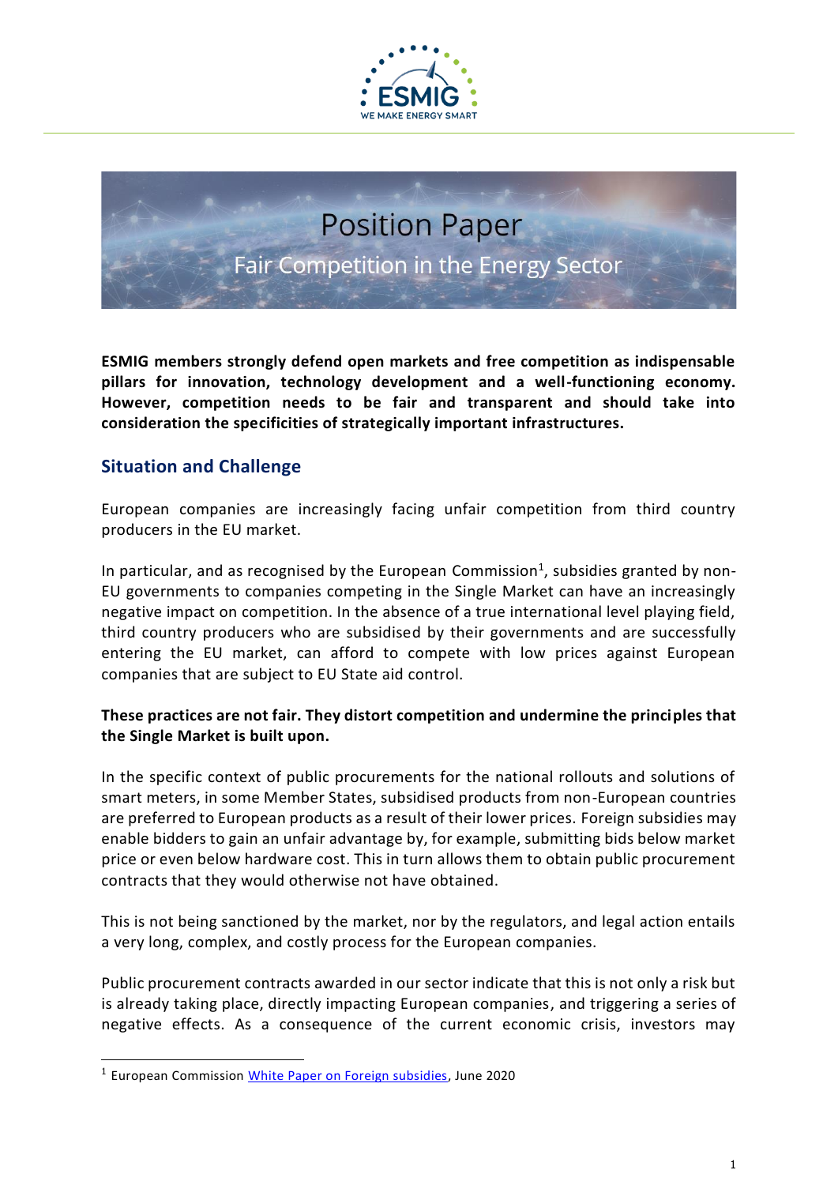# Position Paper

## Fair Competition in the Energy Sector

**ESMIG members strongly defend open markets and free competition as indispensable pillars for innovation, technology development and a well-functioning economy. However, competition needs to be fair and transparent and should take into consideration the specificities of strategically important infrastructures.**

## Situation and Challenge

European companies are increasingly facing unfair competition from third country producers in the EU market.

In particular, and as recognised by the European Commission[1], subsidies granted by non-EU governments to companies competing in the Single Market can have an increasingly negative impact on competition. In the absence of a true international level playing field, third country producers who are subsidised by their governments and are successfully entering the EU market, can afford to compete with low prices against European companies that are subject to EU State aid control.

**These practices are not fair. They distort competition and undermine the principles that the Single Market is built upon.**

In the specific context of public procurements for the national rollouts and solutions of smart meters, in some Member States, subsidised products from non-European countries are preferred to European products as a result of their lower prices. Foreign subsidies may enable bidders to gain an unfair advantage by, for example, submitting bids below market price or even below hardware cost. This in turn allows them to obtain public procurement contracts that they would otherwise not have obtained.

This is not being sanctioned by the market, nor by the regulators, and legal action entails a very long, complex, and costly process for the European companies.

Public procurement contracts awarded in our sector indicate that this is not only a risk but is already taking place, directly impacting European companies, and triggering a series of negative effects. As a consequence of the current economic crisis, investors may

[1] European Commission White Paper on Foreign subsidies, June 2020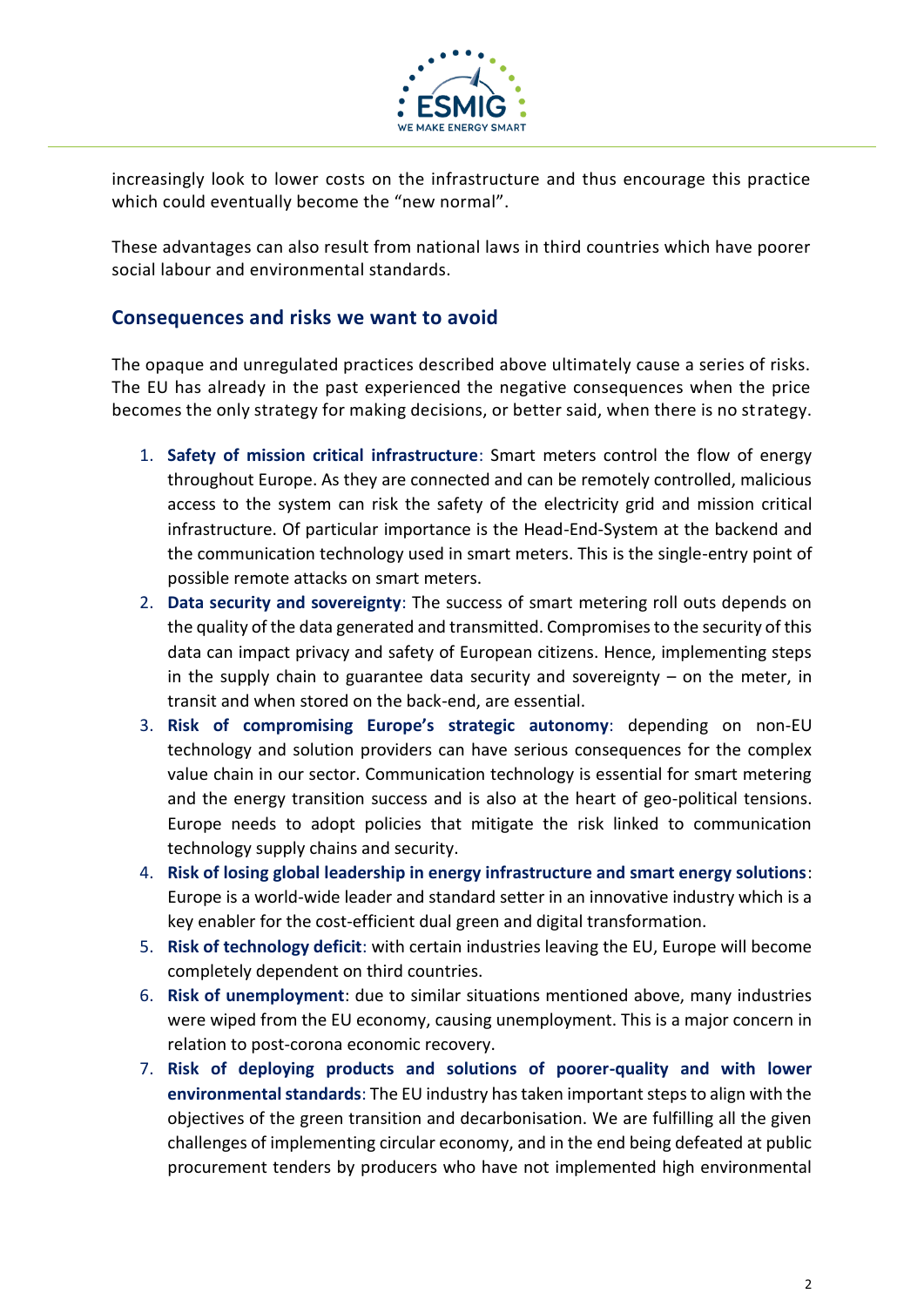increasingly look to lower costs on the infrastructure and thus encourage this practice which could eventually become the "new normal".

These advantages can also result from national laws in third countries which have poorer social labour and environmental standards.

## Consequences and risks we want to avoid

The opaque and unregulated practices described above ultimately cause a series of risks. The EU has already in the past experienced the negative consequences when the price becomes the only strategy for making decisions, or better said, when there is no strategy.

1. **Safety of mission critical infrastructure**: Smart meters control the flow of energy throughout Europe. As they are connected and can be remotely controlled, malicious access to the system can risk the safety of the electricity grid and mission critical infrastructure. Of particular importance is the Head-End-System at the backend and the communication technology used in smart meters. This is the single-entry point of possible remote attacks on smart meters.
2. **Data security and sovereignty**: The success of smart metering roll outs depends on the quality of the data generated and transmitted. Compromises to the security of this data can impact privacy and safety of European citizens. Hence, implementing steps in the supply chain to guarantee data security and sovereignty – on the meter, in transit and when stored on the back-end, are essential.
3. **Risk of compromising Europe's strategic autonomy**: depending on non-EU technology and solution providers can have serious consequences for the complex value chain in our sector. Communication technology is essential for smart metering and the energy transition success and is also at the heart of geo-political tensions. Europe needs to adopt policies that mitigate the risk linked to communication technology supply chains and security.
4. **Risk of losing global leadership in energy infrastructure and smart energy solutions**: Europe is a world-wide leader and standard setter in an innovative industry which is a key enabler for the cost-efficient dual green and digital transformation.
5. **Risk of technology deficit**: with certain industries leaving the EU, Europe will become completely dependent on third countries.
6. **Risk of unemployment**: due to similar situations mentioned above, many industries were wiped from the EU economy, causing unemployment. This is a major concern in relation to post-corona economic recovery.
7. **Risk of deploying products and solutions of poorer-quality and with lower environmental standards**: The EU industry has taken important steps to align with the objectives of the green transition and decarbonisation. We are fulfilling all the given challenges of implementing circular economy, and in the end being defeated at public procurement tenders by producers who have not implemented high environmental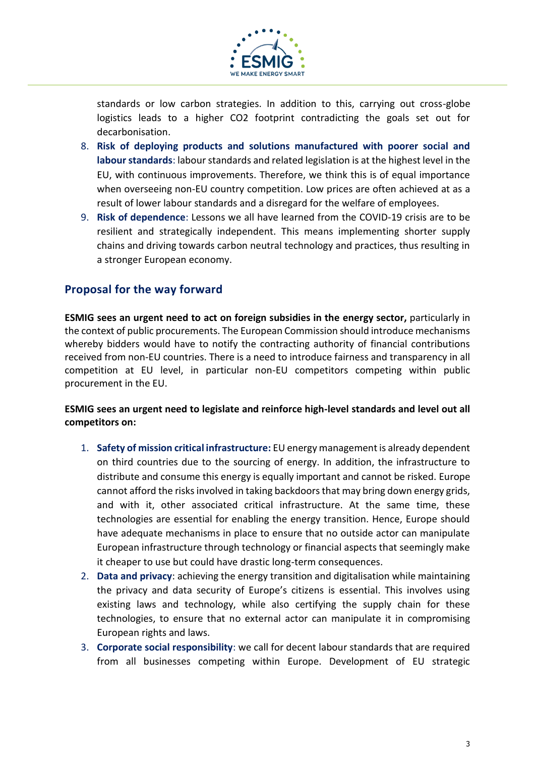standards or low carbon strategies. In addition to this, carrying out cross-globe logistics leads to a higher CO2 footprint contradicting the goals set out for decarbonisation.

8. **Risk of deploying products and solutions manufactured with poorer social and labour standards**: labour standards and related legislation is at the highest level in the EU, with continuous improvements. Therefore, we think this is of equal importance when overseeing non-EU country competition. Low prices are often achieved at as a result of lower labour standards and a disregard for the welfare of employees.
9. **Risk of dependence**: Lessons we all have learned from the COVID-19 crisis are to be resilient and strategically independent. This means implementing shorter supply chains and driving towards carbon neutral technology and practices, thus resulting in a stronger European economy.

## Proposal for the way forward

**ESMIG sees an urgent need to act on foreign subsidies in the energy sector,** particularly in the context of public procurements. The European Commission should introduce mechanisms whereby bidders would have to notify the contracting authority of financial contributions received from non-EU countries. There is a need to introduce fairness and transparency in all competition at EU level, in particular non-EU competitors competing within public procurement in the EU.

**ESMIG sees an urgent need to legislate and reinforce high-level standards and level out all competitors on:**

1. **Safety of mission critical infrastructure:** EU energy management is already dependent on third countries due to the sourcing of energy. In addition, the infrastructure to distribute and consume this energy is equally important and cannot be risked. Europe cannot afford the risks involved in taking backdoors that may bring down energy grids, and with it, other associated critical infrastructure. At the same time, these technologies are essential for enabling the energy transition. Hence, Europe should have adequate mechanisms in place to ensure that no outside actor can manipulate European infrastructure through technology or financial aspects that seemingly make it cheaper to use but could have drastic long-term consequences.
2. **Data and privacy**: achieving the energy transition and digitalisation while maintaining the privacy and data security of Europe's citizens is essential. This involves using existing laws and technology, while also certifying the supply chain for these technologies, to ensure that no external actor can manipulate it in compromising European rights and laws.
3. **Corporate social responsibility**: we call for decent labour standards that are required from all businesses competing within Europe. Development of EU strategic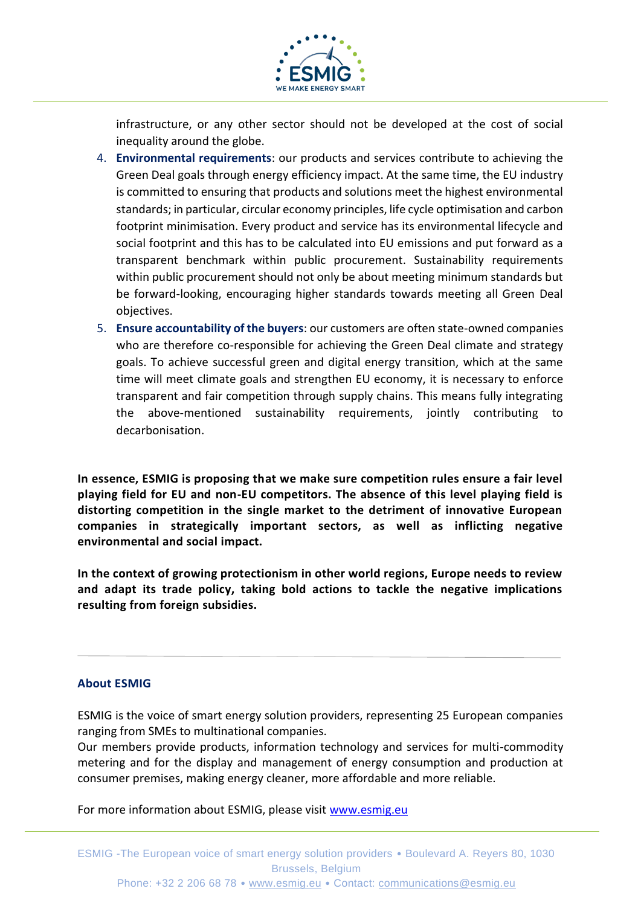infrastructure, or any other sector should not be developed at the cost of social inequality around the globe.

4. **Environmental requirements**: our products and services contribute to achieving the Green Deal goals through energy efficiency impact. At the same time, the EU industry is committed to ensuring that products and solutions meet the highest environmental standards; in particular, circular economy principles, life cycle optimisation and carbon footprint minimisation. Every product and service has its environmental lifecycle and social footprint and this has to be calculated into EU emissions and put forward as a transparent benchmark within public procurement. Sustainability requirements within public procurement should not only be about meeting minimum standards but be forward-looking, encouraging higher standards towards meeting all Green Deal objectives.
5. **Ensure accountability of the buyers**: our customers are often state-owned companies who are therefore co-responsible for achieving the Green Deal climate and strategy goals. To achieve successful green and digital energy transition, which at the same time will meet climate goals and strengthen EU economy, it is necessary to enforce transparent and fair competition through supply chains. This means fully integrating the above-mentioned sustainability requirements, jointly contributing to decarbonisation.

**In essence, ESMIG is proposing that we make sure competition rules ensure a fair level playing field for EU and non-EU competitors. The absence of this level playing field is distorting competition in the single market to the detriment of innovative European companies in strategically important sectors, as well as inflicting negative environmental and social impact.**

**In the context of growing protectionism in other world regions, Europe needs to review and adapt its trade policy, taking bold actions to tackle the negative implications resulting from foreign subsidies.**

---

### About ESMIG

ESMIG is the voice of smart energy solution providers, representing 25 European companies ranging from SMEs to multinational companies.
Our members provide products, information technology and services for multi-commodity metering and for the display and management of energy consumption and production at consumer premises, making energy cleaner, more affordable and more reliable.

For more information about ESMIG, please visit www.esmig.eu